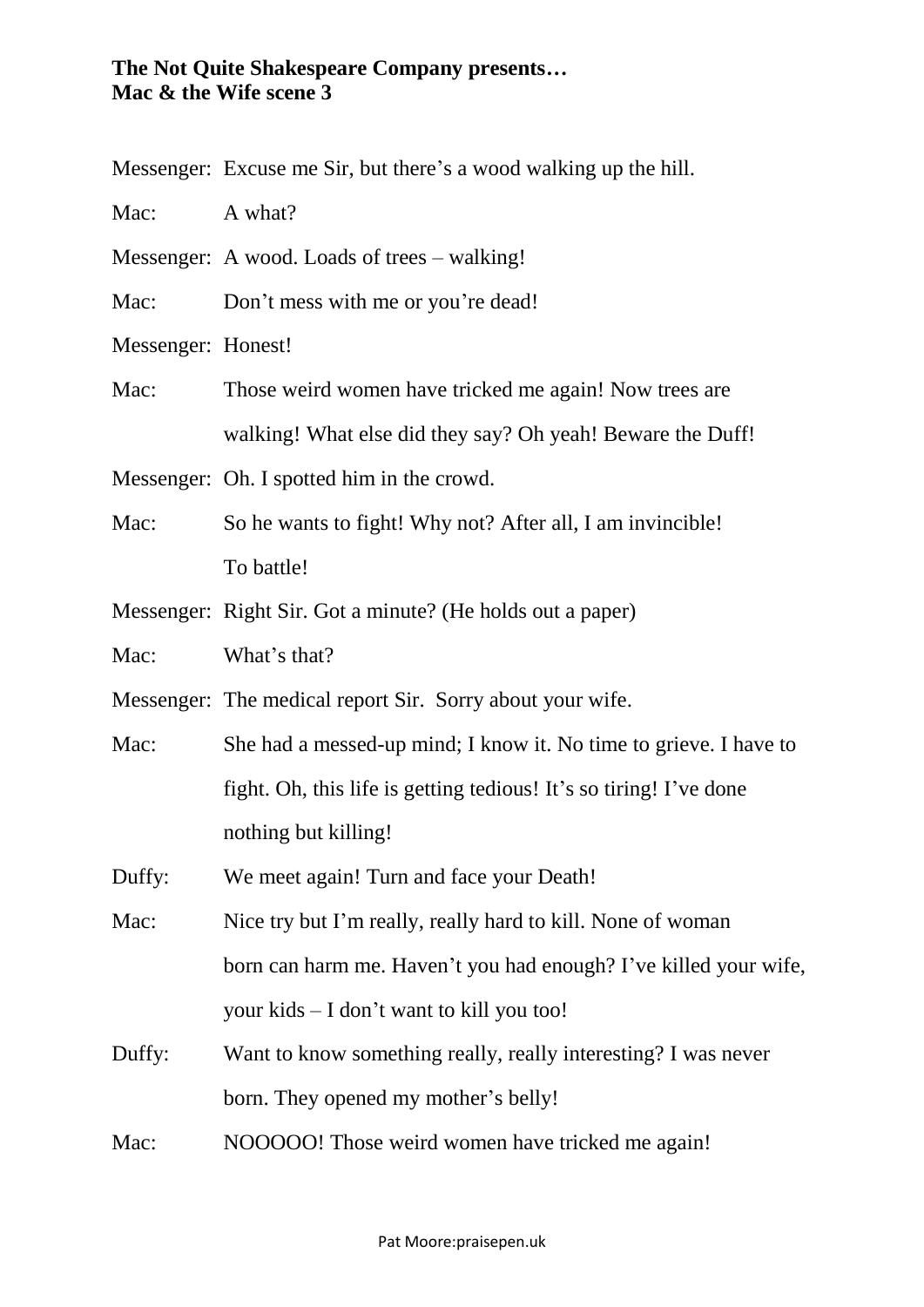**The Not Quite Shakespeare Company presents…**
**Mac & the Wife scene 3**

Messenger: Excuse me Sir, but there's a wood walking up the hill.

Mac: A what?

Messenger: A wood. Loads of trees – walking!

Mac: Don't mess with me or you're dead!

Messenger: Honest!

Mac: Those weird women have tricked me again! Now trees are walking! What else did they say? Oh yeah! Beware the Duff!

Messenger: Oh. I spotted him in the crowd.

Mac: So he wants to fight! Why not? After all, I am invincible! To battle!

Messenger: Right Sir. Got a minute? (He holds out a paper)

Mac: What's that?

Messenger: The medical report Sir. Sorry about your wife.

Mac: She had a messed-up mind; I know it. No time to grieve. I have to fight. Oh, this life is getting tedious! It's so tiring! I've done nothing but killing!

Duffy: We meet again! Turn and face your Death!

Mac: Nice try but I'm really, really hard to kill. None of woman born can harm me. Haven't you had enough? I've killed your wife, your kids – I don't want to kill you too!

Duffy: Want to know something really, really interesting? I was never born. They opened my mother's belly!

Mac: NOOOOO! Those weird women have tricked me again!

Pat Moore:praisepen.uk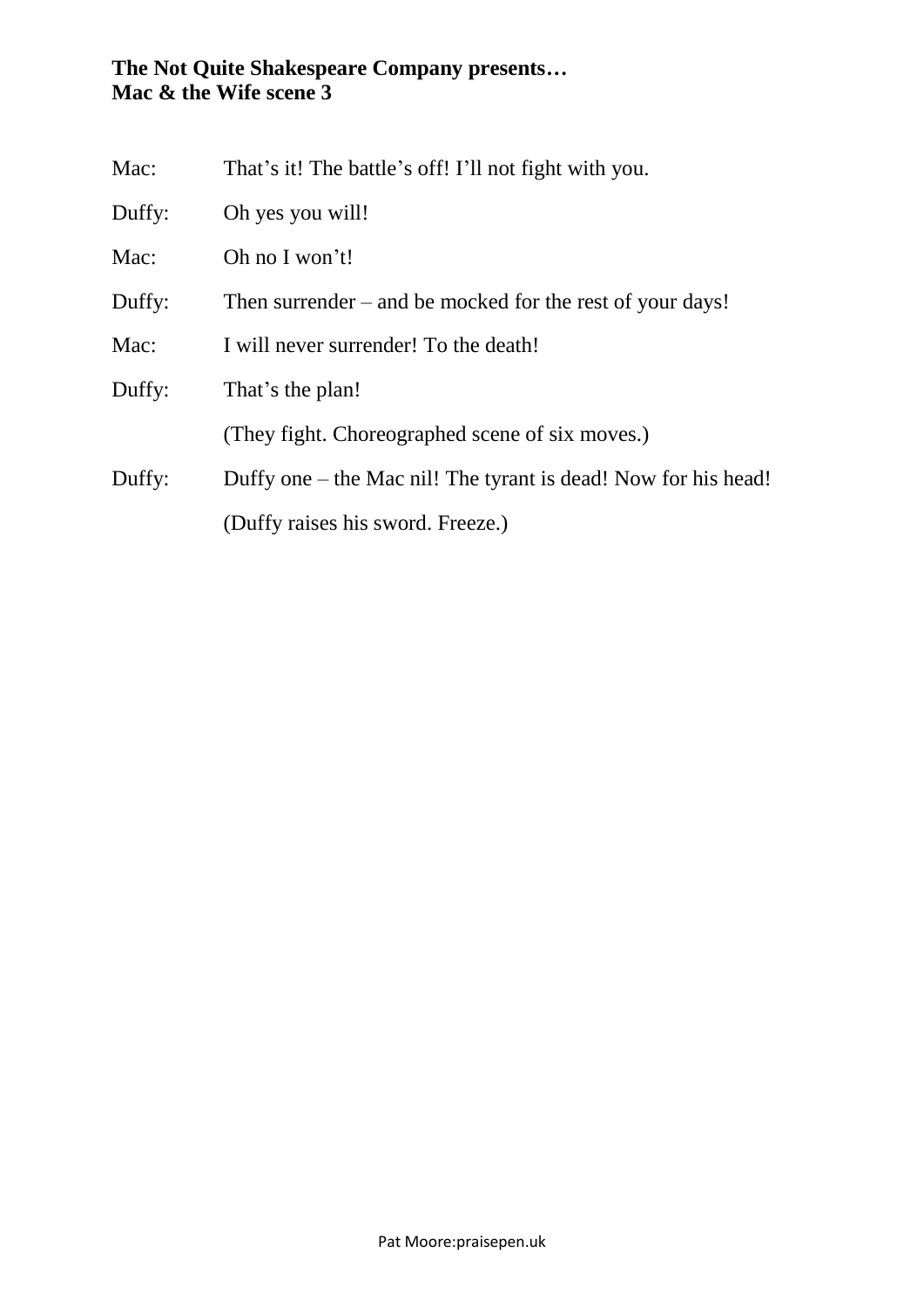**The Not Quite Shakespeare Company presents…**
**Mac & the Wife scene 3**

Mac: That's it! The battle's off! I'll not fight with you.

Duffy: Oh yes you will!

Mac: Oh no I won't!

Duffy: Then surrender – and be mocked for the rest of your days!

Mac: I will never surrender! To the death!

Duffy: That's the plan!

(They fight. Choreographed scene of six moves.)

Duffy: Duffy one – the Mac nil! The tyrant is dead! Now for his head!

(Duffy raises his sword. Freeze.)

Pat Moore:praisepen.uk